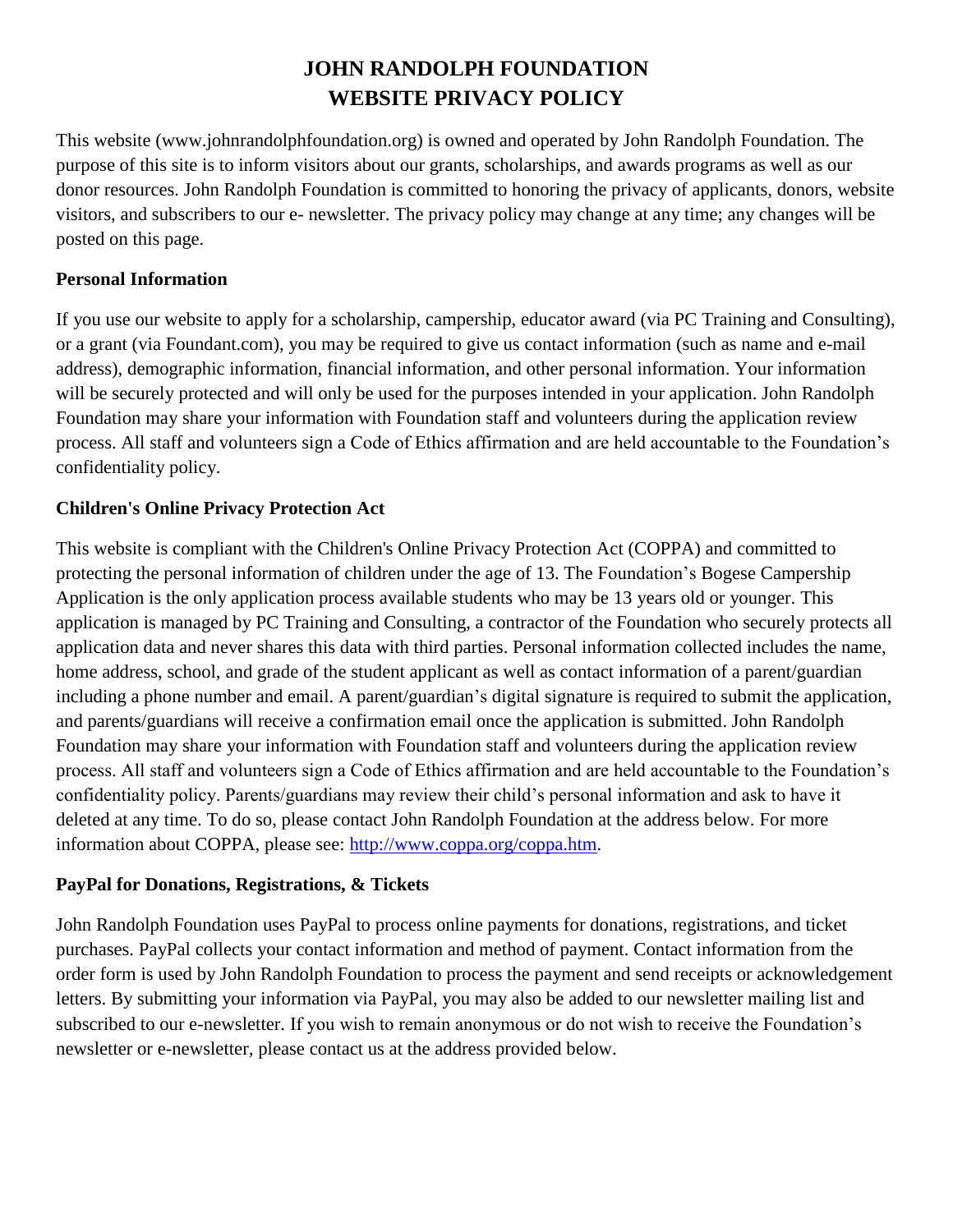# JOHN RANDOLPH FOUNDATION
# WEBSITE PRIVACY POLICY

This website (www.johnrandolphfoundation.org) is owned and operated by John Randolph Foundation. The purpose of this site is to inform visitors about our grants, scholarships, and awards programs as well as our donor resources. John Randolph Foundation is committed to honoring the privacy of applicants, donors, website visitors, and subscribers to our e- newsletter. The privacy policy may change at any time; any changes will be posted on this page.

**Personal Information**

If you use our website to apply for a scholarship, campership, educator award (via PC Training and Consulting), or a grant (via Foundant.com), you may be required to give us contact information (such as name and e-mail address), demographic information, financial information, and other personal information. Your information will be securely protected and will only be used for the purposes intended in your application. John Randolph Foundation may share your information with Foundation staff and volunteers during the application review process. All staff and volunteers sign a Code of Ethics affirmation and are held accountable to the Foundation's confidentiality policy.

**Children's Online Privacy Protection Act**

This website is compliant with the Children's Online Privacy Protection Act (COPPA) and committed to protecting the personal information of children under the age of 13. The Foundation's Bogese Campership Application is the only application process available students who may be 13 years old or younger. This application is managed by PC Training and Consulting, a contractor of the Foundation who securely protects all application data and never shares this data with third parties. Personal information collected includes the name, home address, school, and grade of the student applicant as well as contact information of a parent/guardian including a phone number and email. A parent/guardian's digital signature is required to submit the application, and parents/guardians will receive a confirmation email once the application is submitted. John Randolph Foundation may share your information with Foundation staff and volunteers during the application review process. All staff and volunteers sign a Code of Ethics affirmation and are held accountable to the Foundation's confidentiality policy. Parents/guardians may review their child's personal information and ask to have it deleted at any time. To do so, please contact John Randolph Foundation at the address below. For more information about COPPA, please see: [http://www.coppa.org/coppa.htm](http://www.coppa.org/coppa.htm).

**PayPal for Donations, Registrations, & Tickets**

John Randolph Foundation uses PayPal to process online payments for donations, registrations, and ticket purchases. PayPal collects your contact information and method of payment. Contact information from the order form is used by John Randolph Foundation to process the payment and send receipts or acknowledgement letters. By submitting your information via PayPal, you may also be added to our newsletter mailing list and subscribed to our e-newsletter. If you wish to remain anonymous or do not wish to receive the Foundation's newsletter or e-newsletter, please contact us at the address provided below.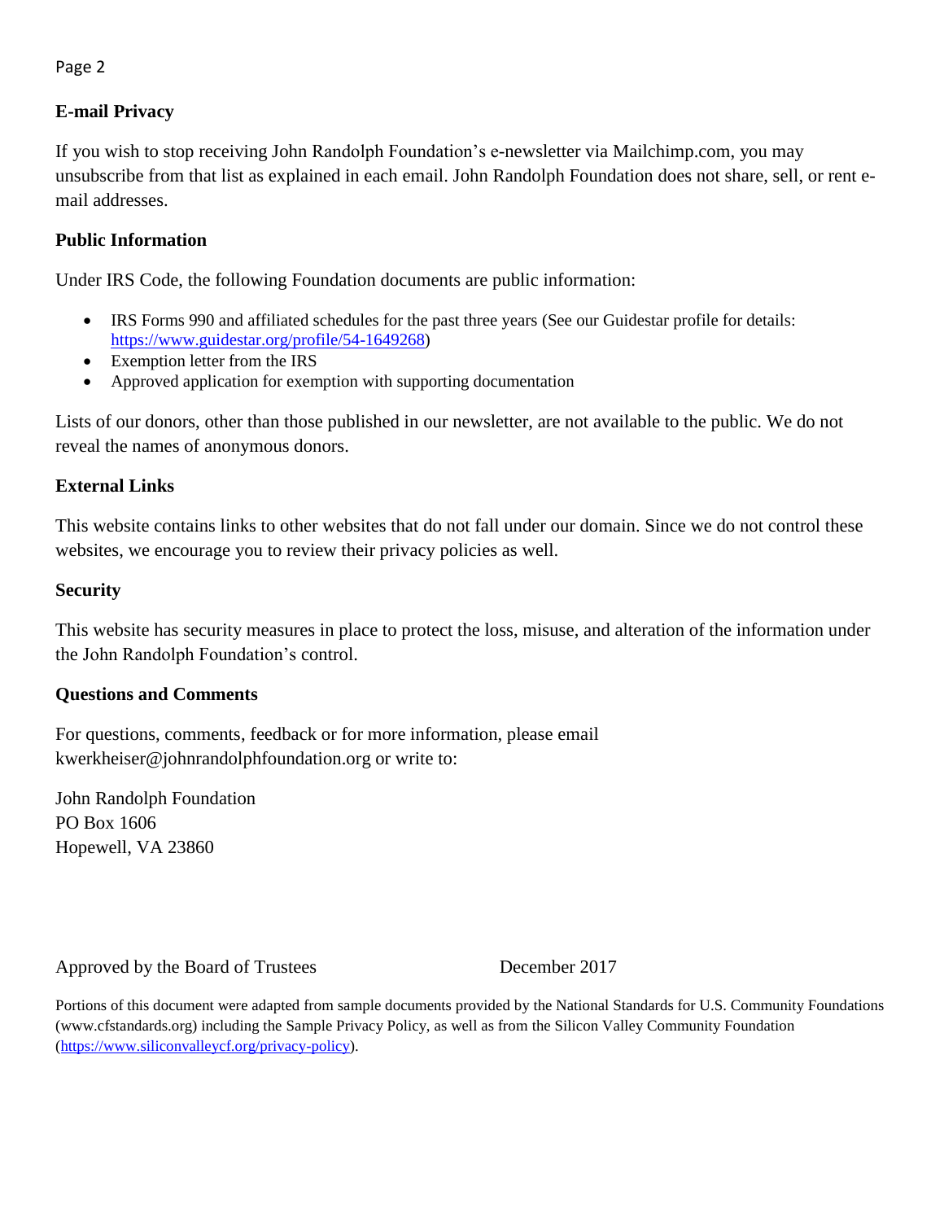## E-mail Privacy

If you wish to stop receiving John Randolph Foundation's e-newsletter via Mailchimp.com, you may unsubscribe from that list as explained in each email. John Randolph Foundation does not share, sell, or rent e-mail addresses.

## Public Information

Under IRS Code, the following Foundation documents are public information:

- IRS Forms 990 and affiliated schedules for the past three years (See our Guidestar profile for details: https://www.guidestar.org/profile/54-1649268)
- Exemption letter from the IRS
- Approved application for exemption with supporting documentation

Lists of our donors, other than those published in our newsletter, are not available to the public. We do not reveal the names of anonymous donors.

## External Links

This website contains links to other websites that do not fall under our domain. Since we do not control these websites, we encourage you to review their privacy policies as well.

## Security

This website has security measures in place to protect the loss, misuse, and alteration of the information under the John Randolph Foundation's control.

## Questions and Comments

For questions, comments, feedback or for more information, please email kwerkheiser@johnrandolphfoundation.org or write to:

John Randolph Foundation  
PO Box 1606  
Hopewell, VA 23860

Approved by the Board of Trustees December 2017

Portions of this document were adapted from sample documents provided by the National Standards for U.S. Community Foundations (www.cfstandards.org) including the Sample Privacy Policy, as well as from the Silicon Valley Community Foundation (https://www.siliconvalleycf.org/privacy-policy).